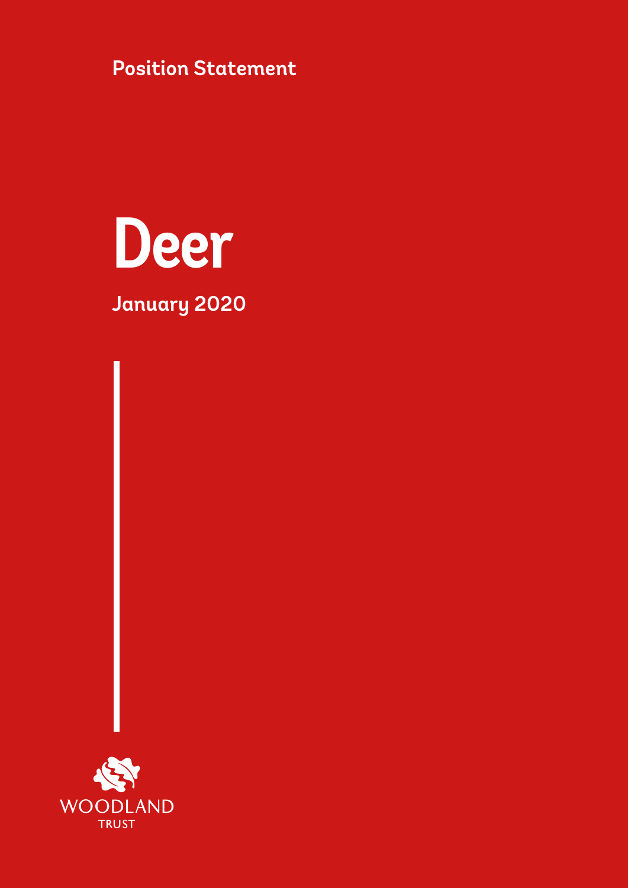Position Statement

# Deer

January 2020

WOODLAND TRUST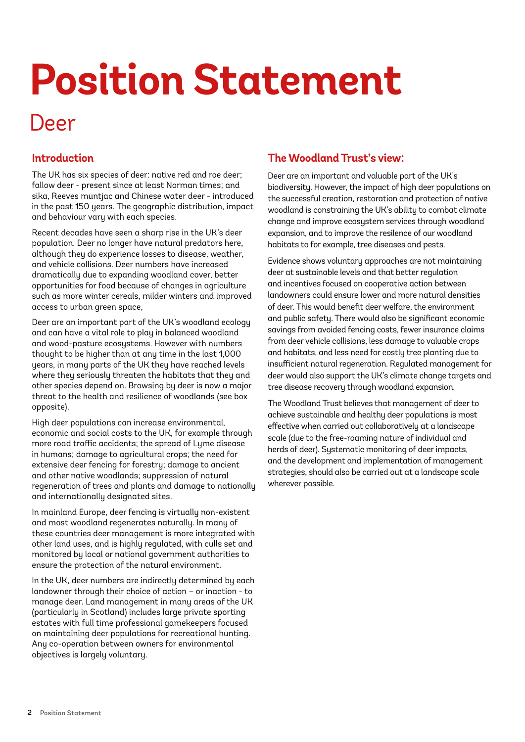# Position Statement

## Deer

### Introduction

The UK has six species of deer: native red and roe deer; fallow deer - present since at least Norman times; and sika, Reeves muntjac and Chinese water deer - introduced in the past 150 years. The geographic distribution, impact and behaviour vary with each species.

Recent decades have seen a sharp rise in the UK's deer population. Deer no longer have natural predators here, although they do experience losses to disease, weather, and vehicle collisions. Deer numbers have increased dramatically due to expanding woodland cover, better opportunities for food because of changes in agriculture such as more winter cereals, milder winters and improved access to urban green space,

Deer are an important part of the UK's woodland ecology and can have a vital role to play in balanced woodland and wood-pasture ecosystems. However with numbers thought to be higher than at any time in the last 1,000 years, in many parts of the UK they have reached levels where they seriously threaten the habitats that they and other species depend on. Browsing by deer is now a major threat to the health and resilience of woodlands (see box opposite).

High deer populations can increase environmental, economic and social costs to the UK, for example through more road traffic accidents; the spread of Lyme disease in humans; damage to agricultural crops; the need for extensive deer fencing for forestry; damage to ancient and other native woodlands; suppression of natural regeneration of trees and plants and damage to nationally and internationally designated sites.

In mainland Europe, deer fencing is virtually non-existent and most woodland regenerates naturally. In many of these countries deer management is more integrated with other land uses, and is highly regulated, with culls set and monitored by local or national government authorities to ensure the protection of the natural environment.

In the UK, deer numbers are indirectly determined by each landowner through their choice of action – or inaction - to manage deer. Land management in many areas of the UK (particularly in Scotland) includes large private sporting estates with full time professional gamekeepers focused on maintaining deer populations for recreational hunting. Any co-operation between owners for environmental objectives is largely voluntary.

### The Woodland Trust's view:

Deer are an important and valuable part of the UK's biodiversity. However, the impact of high deer populations on the successful creation, restoration and protection of native woodland is constraining the UK's ability to combat climate change and improve ecosystem services through woodland expansion, and to improve the resilience of our woodland habitats to for example, tree diseases and pests.

Evidence shows voluntary approaches are not maintaining deer at sustainable levels and that better regulation and incentives focused on cooperative action between landowners could ensure lower and more natural densities of deer. This would benefit deer welfare, the environment and public safety. There would also be significant economic savings from avoided fencing costs, fewer insurance claims from deer vehicle collisions, less damage to valuable crops and habitats, and less need for costly tree planting due to insufficient natural regeneration. Regulated management for deer would also support the UK's climate change targets and tree disease recovery through woodland expansion.

The Woodland Trust believes that management of deer to achieve sustainable and healthy deer populations is most effective when carried out collaboratively at a landscape scale (due to the free-roaming nature of individual and herds of deer). Systematic monitoring of deer impacts, and the development and implementation of management strategies, should also be carried out at a landscape scale wherever possible.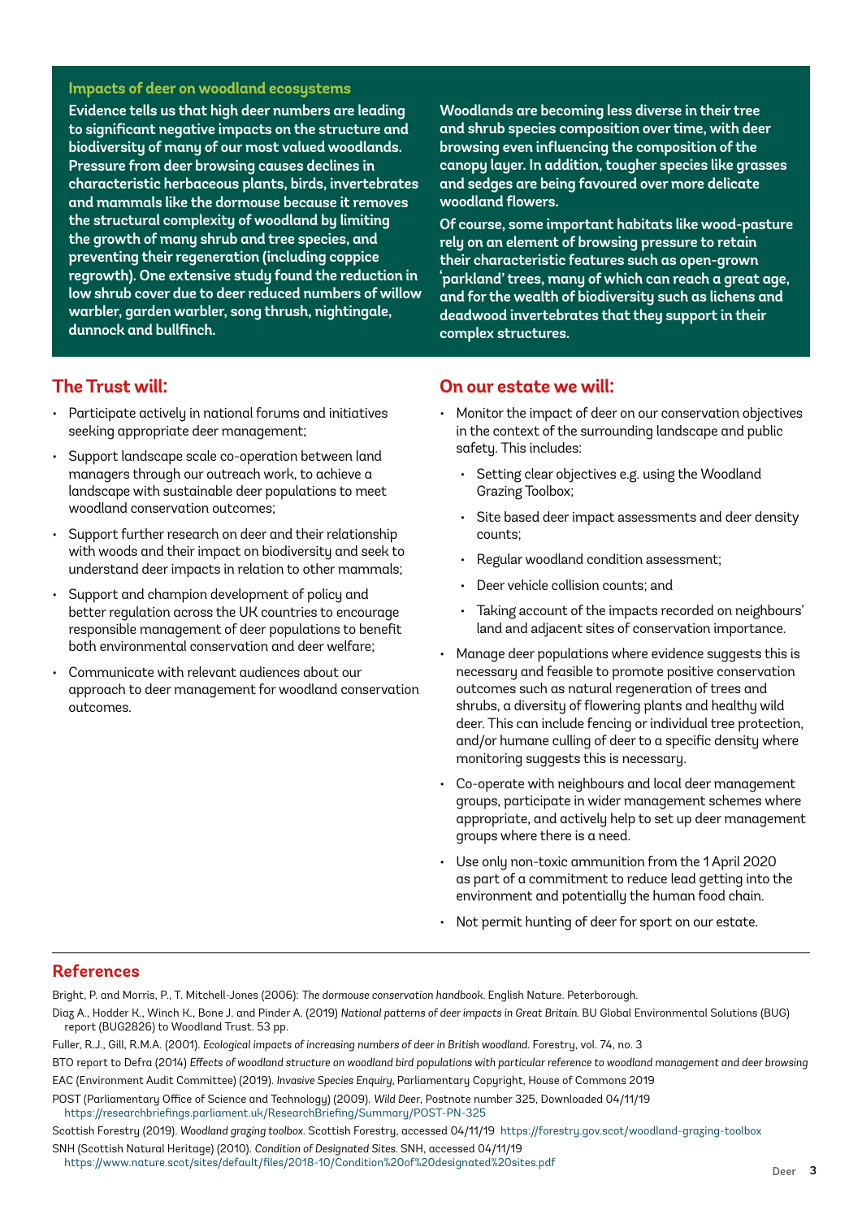### Impacts of deer on woodland ecosystems

**Evidence tells us that high deer numbers are leading to significant negative impacts on the structure and biodiversity of many of our most valued woodlands. Pressure from deer browsing causes declines in characteristic herbaceous plants, birds, invertebrates and mammals like the dormouse because it removes the structural complexity of woodland by limiting the growth of many shrub and tree species, and preventing their regeneration (including coppice regrowth). One extensive study found the reduction in low shrub cover due to deer reduced numbers of willow warbler, garden warbler, song thrush, nightingale, dunnock and bullfinch.**

**Woodlands are becoming less diverse in their tree and shrub species composition over time, with deer browsing even influencing the composition of the canopy layer. In addition, tougher species like grasses and sedges are being favoured over more delicate woodland flowers.**

**Of course, some important habitats like wood-pasture rely on an element of browsing pressure to retain their characteristic features such as open-grown 'parkland' trees, many of which can reach a great age, and for the wealth of biodiversity such as lichens and deadwood invertebrates that they support in their complex structures.**

## The Trust will:

- Participate actively in national forums and initiatives seeking appropriate deer management;
- Support landscape scale co-operation between land managers through our outreach work, to achieve a landscape with sustainable deer populations to meet woodland conservation outcomes;
- Support further research on deer and their relationship with woods and their impact on biodiversity and seek to understand deer impacts in relation to other mammals;
- Support and champion development of policy and better regulation across the UK countries to encourage responsible management of deer populations to benefit both environmental conservation and deer welfare;
- Communicate with relevant audiences about our approach to deer management for woodland conservation outcomes.

## On our estate we will:

- Monitor the impact of deer on our conservation objectives in the context of the surrounding landscape and public safety. This includes:
  - Setting clear objectives e.g. using the Woodland Grazing Toolbox;
  - Site based deer impact assessments and deer density counts;
  - Regular woodland condition assessment;
  - Deer vehicle collision counts; and
  - Taking account of the impacts recorded on neighbours' land and adjacent sites of conservation importance.
- Manage deer populations where evidence suggests this is necessary and feasible to promote positive conservation outcomes such as natural regeneration of trees and shrubs, a diversity of flowering plants and healthy wild deer. This can include fencing or individual tree protection, and/or humane culling of deer to a specific density where monitoring suggests this is necessary.
- Co-operate with neighbours and local deer management groups, participate in wider management schemes where appropriate, and actively help to set up deer management groups where there is a need.
- Use only non-toxic ammunition from the 1 April 2020 as part of a commitment to reduce lead getting into the environment and potentially the human food chain.
- Not permit hunting of deer for sport on our estate.

## References

Bright, P. and Morris, P., T. Mitchell-Jones (2006): *The dormouse conservation handbook*. English Nature. Peterborough.

Diaz A., Hodder K., Winch K., Bone J. and Pinder A. (2019) *National patterns of deer impacts in Great Britain*. BU Global Environmental Solutions (BUG) report (BUG2826) to Woodland Trust. 53 pp.

Fuller, R.J., Gill, R.M.A. (2001). *Ecological impacts of increasing numbers of deer in British woodland*. Forestry, vol. 74, no. 3

BTO report to Defra (2014) *Effects of woodland structure on woodland bird populations with particular reference to woodland management and deer browsing*

EAC (Environment Audit Committee) (2019). *Invasive Species Enquiry*, Parliamentary Copyright, House of Commons 2019

POST (Parliamentary Office of Science and Technology) (2009). *Wild Deer*, Postnote number 325, Downloaded 04/11/19 https://researchbriefings.parliament.uk/ResearchBriefing/Summary/POST-PN-325

Scottish Forestry (2019). *Woodland grazing toolbox*. Scottish Forestry, accessed 04/11/19 https://forestry.gov.scot/woodland-grazing-toolbox

SNH (Scottish Natural Heritage) (2010). *Condition of Designated Sites*. SNH, accessed 04/11/19 https://www.nature.scot/sites/default/files/2018-10/Condition%20of%20designated%20sites.pdf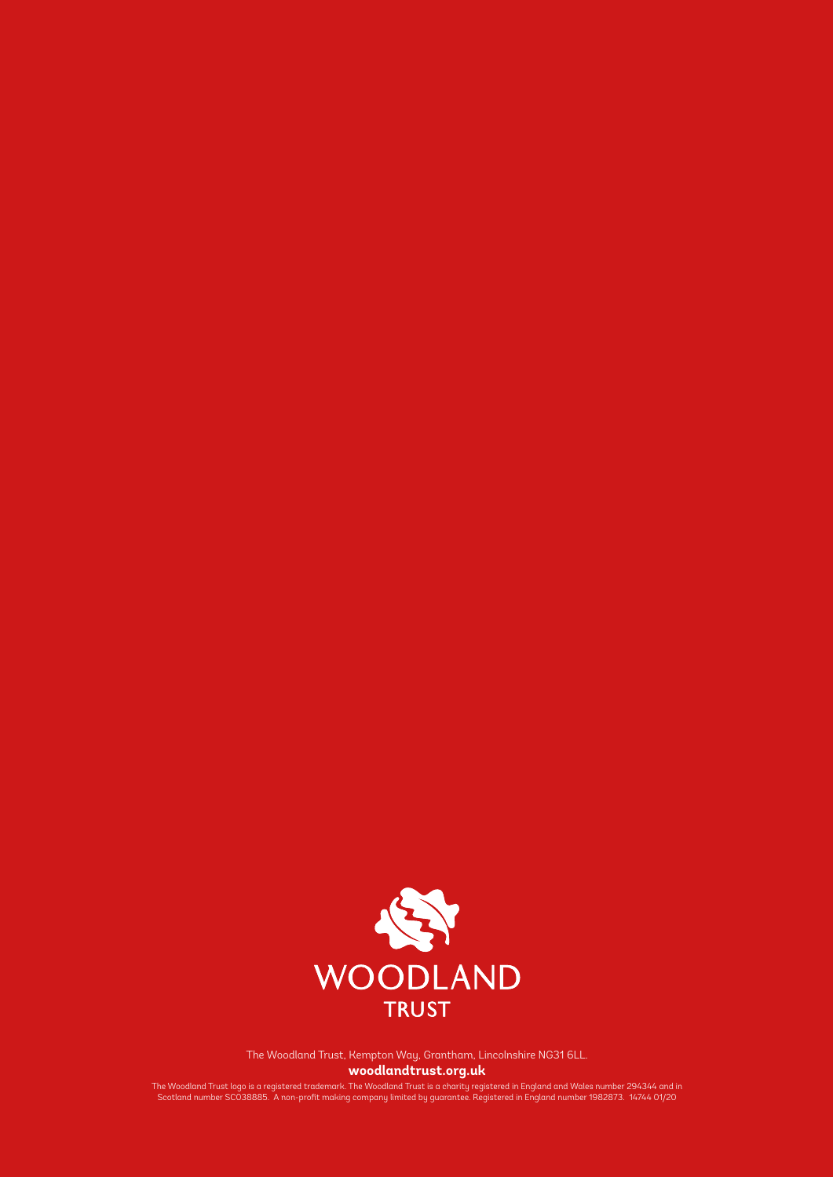WOODLAND
TRUST

The Woodland Trust, Kempton Way, Grantham, Lincolnshire NG31 6LL.

**woodlandtrust.org.uk**

The Woodland Trust logo is a registered trademark. The Woodland Trust is a charity registered in England and Wales number 294344 and in Scotland number SC038885. A non-profit making company limited by guarantee. Registered in England number 1982873. 14744 01/20